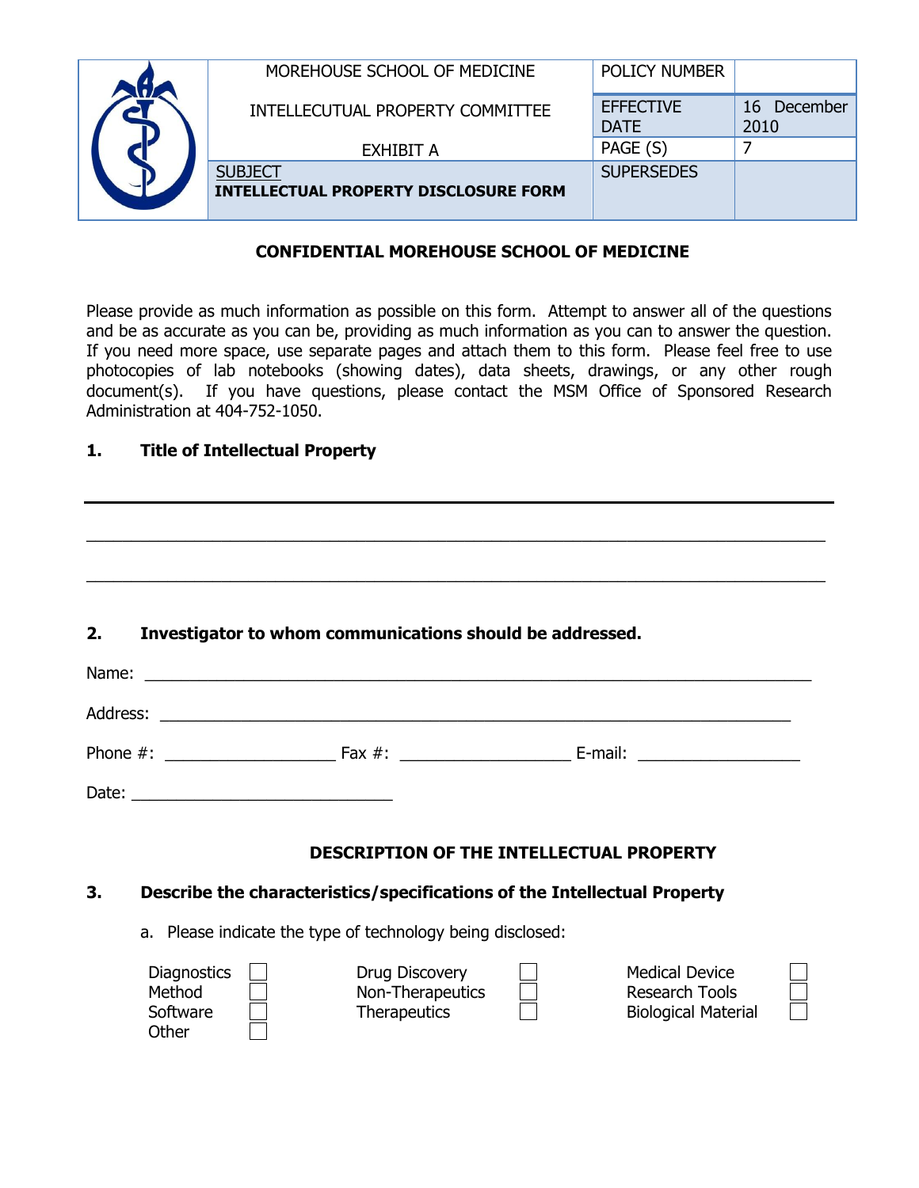| | MOREHOUSE SCHOOL OF MEDICINE | POLICY NUMBER | |
|---|---|---|---|
| | INTELLECUTUAL PROPERTY COMMITTEE | EFFECTIVE DATE | 16 December 2010 |
| | EXHIBIT A | PAGE (S) | 7 |
| | SUBJECT **INTELLECTUAL PROPERTY DISCLOSURE FORM** | SUPERSEDES | |

**CONFIDENTIAL MOREHOUSE SCHOOL OF MEDICINE**

Please provide as much information as possible on this form. Attempt to answer all of the questions and be as accurate as you can be, providing as much information as you can to answer the question. If you need more space, use separate pages and attach them to this form. Please feel free to use photocopies of lab notebooks (showing dates), data sheets, drawings, or any other rough document(s). If you have questions, please contact the MSM Office of Sponsored Research Administration at 404-752-1050.

**1. Title of Intellectual Property**

______________________________________________________________________________

______________________________________________________________________________

______________________________________________________________________________

**2. Investigator to whom communications should be addressed.**

Name: ______________________________________________________________________

Address: ____________________________________________________________________

Phone #: ________________ Fax #: ________________ E-mail: ________________

Date: __________________________

**DESCRIPTION OF THE INTELLECTUAL PROPERTY**

**3. Describe the characteristics/specifications of the Intellectual Property**

a. Please indicate the type of technology being disclosed:

| | | | | | |
|---|---|---|---|---|---|
| Diagnostics | ☐ | Drug Discovery | ☐ | Medical Device | ☐ |
| Method | ☐ | Non-Therapeutics | ☐ | Research Tools | ☐ |
| Software | ☐ | Therapeutics | ☐ | Biological Material | ☐ |
| Other | ☐ | | | | |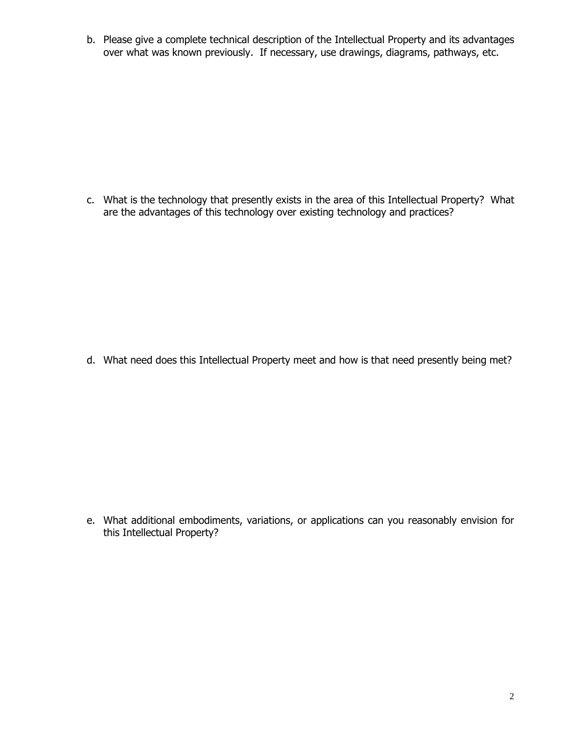b. Please give a complete technical description of the Intellectual Property and its advantages over what was known previously. If necessary, use drawings, diagrams, pathways, etc.

c. What is the technology that presently exists in the area of this Intellectual Property? What are the advantages of this technology over existing technology and practices?

d. What need does this Intellectual Property meet and how is that need presently being met?

e. What additional embodiments, variations, or applications can you reasonably envision for this Intellectual Property?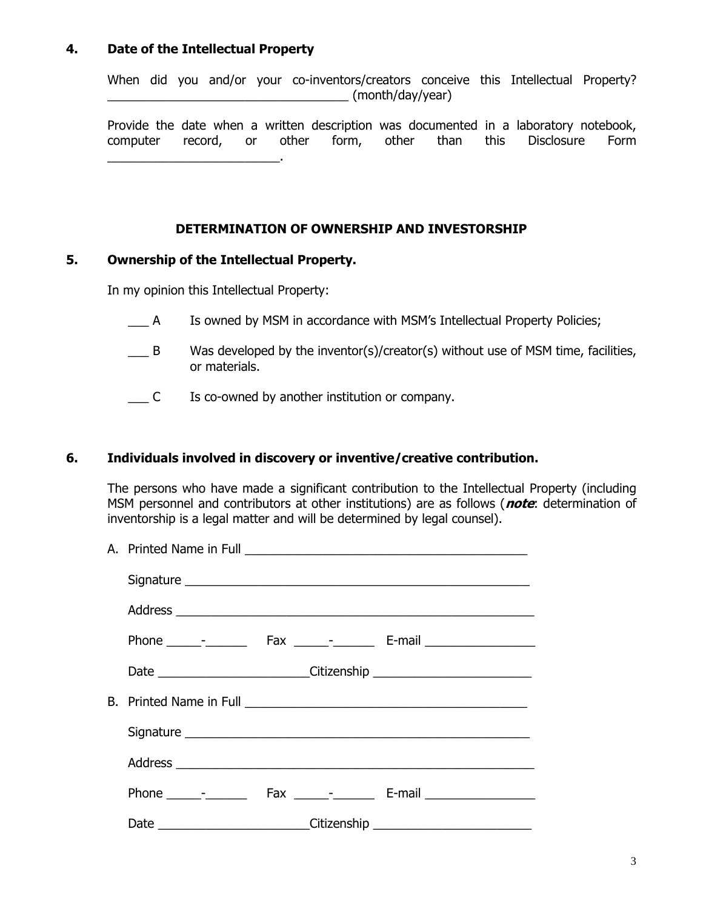## 4. Date of the Intellectual Property

When did you and/or your co-inventors/creators conceive this Intellectual Property? ___________________________________ (month/day/year)

Provide the date when a written description was documented in a laboratory notebook, computer record, or other form, other than this Disclosure Form _________________________.

### DETERMINATION OF OWNERSHIP AND INVESTORSHIP

## 5. Ownership of the Intellectual Property.

In my opinion this Intellectual Property:

___ A Is owned by MSM in accordance with MSM's Intellectual Property Policies;

___ B Was developed by the inventor(s)/creator(s) without use of MSM time, facilities, or materials.

___ C Is co-owned by another institution or company.

## 6. Individuals involved in discovery or inventive/creative contribution.

The persons who have made a significant contribution to the Intellectual Property (including MSM personnel and contributors at other institutions) are as follows (***note***: determination of inventorship is a legal matter and will be determined by legal counsel).

A. Printed Name in Full _________________________________________

Signature ___________________________________________________

Address ____________________________________________________

Phone _____-______ Fax _____-______ E-mail ________________

Date ______________________Citizenship _______________________

B. Printed Name in Full _________________________________________

Signature ___________________________________________________

Address ____________________________________________________

Phone _____-______ Fax _____-______ E-mail ________________

Date ______________________Citizenship _______________________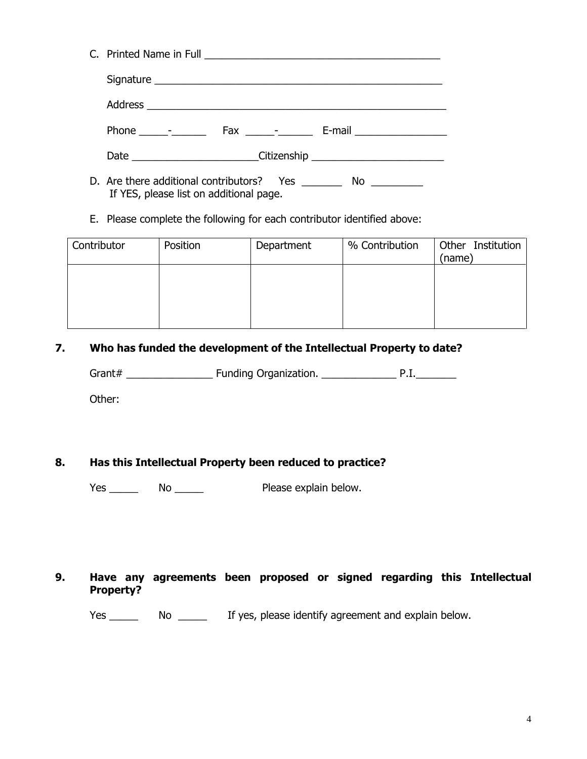C. Printed Name in Full ___________________________________________

Signature ____________________________________________________

Address ______________________________________________________

Phone _____-______ Fax _____-______ E-mail ________________

Date ______________________Citizenship _______________________

D. Are there additional contributors? Yes _______ No _________
If YES, please list on additional page.

E. Please complete the following for each contributor identified above:

| Contributor | Position | Department | % Contribution | Other Institution (name) |
|---|---|---|---|---|
| | | | | |

**7. Who has funded the development of the Intellectual Property to date?**

Grant# _______________ Funding Organization. _____________ P.I._______

Other:

**8. Has this Intellectual Property been reduced to practice?**

Yes _____ No _____ Please explain below.

**9. Have any agreements been proposed or signed regarding this Intellectual Property?**

Yes _____ No _____ If yes, please identify agreement and explain below.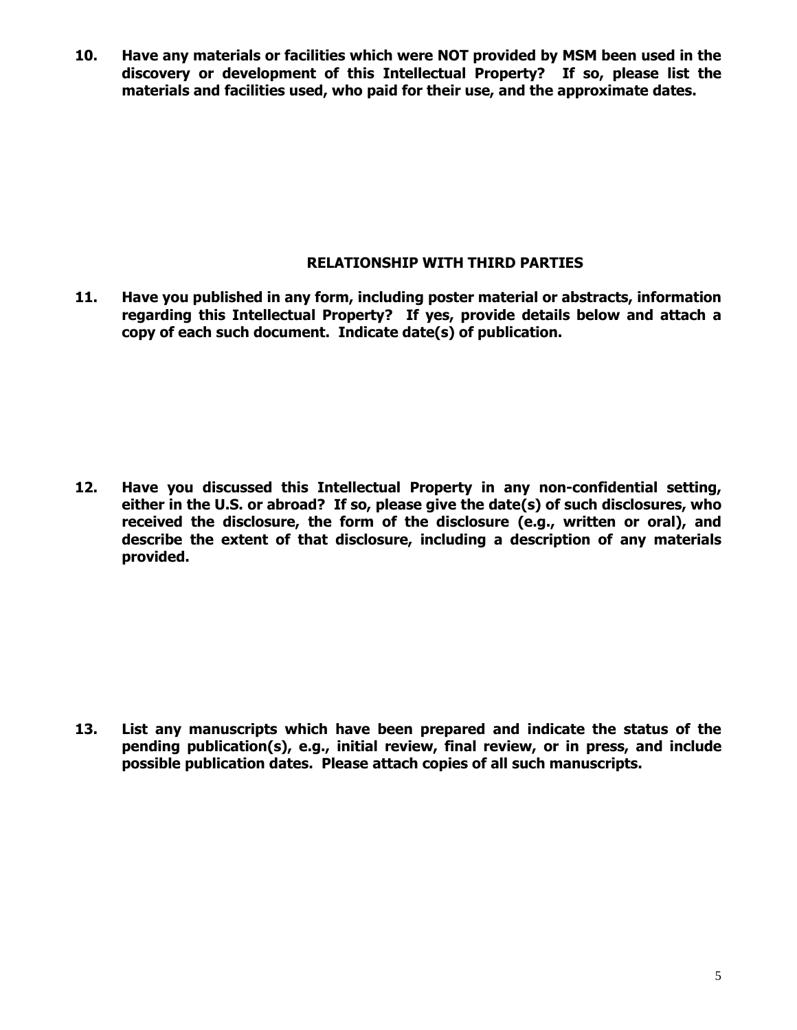**10. Have any materials or facilities which were NOT provided by MSM been used in the discovery or development of this Intellectual Property? If so, please list the materials and facilities used, who paid for their use, and the approximate dates.**

## RELATIONSHIP WITH THIRD PARTIES

**11. Have you published in any form, including poster material or abstracts, information regarding this Intellectual Property? If yes, provide details below and attach a copy of each such document. Indicate date(s) of publication.**

**12. Have you discussed this Intellectual Property in any non-confidential setting, either in the U.S. or abroad? If so, please give the date(s) of such disclosures, who received the disclosure, the form of the disclosure (e.g., written or oral), and describe the extent of that disclosure, including a description of any materials provided.**

**13. List any manuscripts which have been prepared and indicate the status of the pending publication(s), e.g., initial review, final review, or in press, and include possible publication dates. Please attach copies of all such manuscripts.**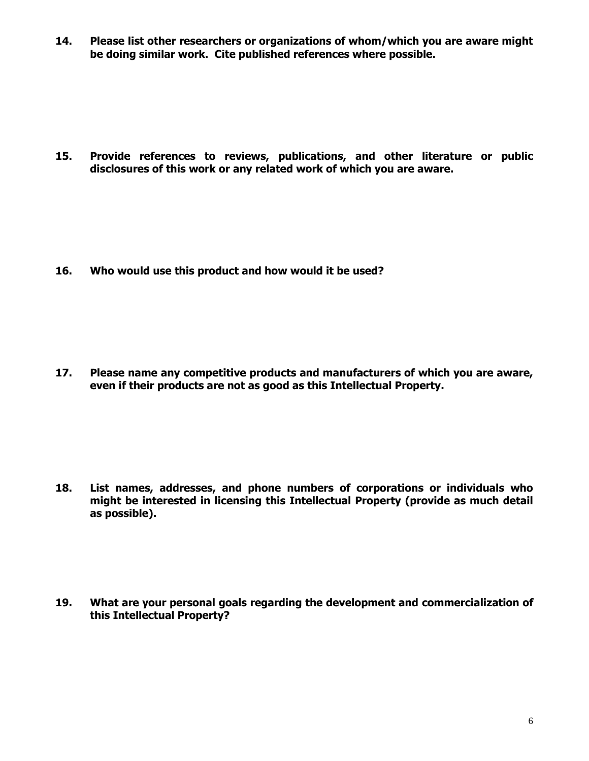**14. Please list other researchers or organizations of whom/which you are aware might be doing similar work. Cite published references where possible.**

**15. Provide references to reviews, publications, and other literature or public disclosures of this work or any related work of which you are aware.**

**16. Who would use this product and how would it be used?**

**17. Please name any competitive products and manufacturers of which you are aware, even if their products are not as good as this Intellectual Property.**

**18. List names, addresses, and phone numbers of corporations or individuals who might be interested in licensing this Intellectual Property (provide as much detail as possible).**

**19. What are your personal goals regarding the development and commercialization of this Intellectual Property?**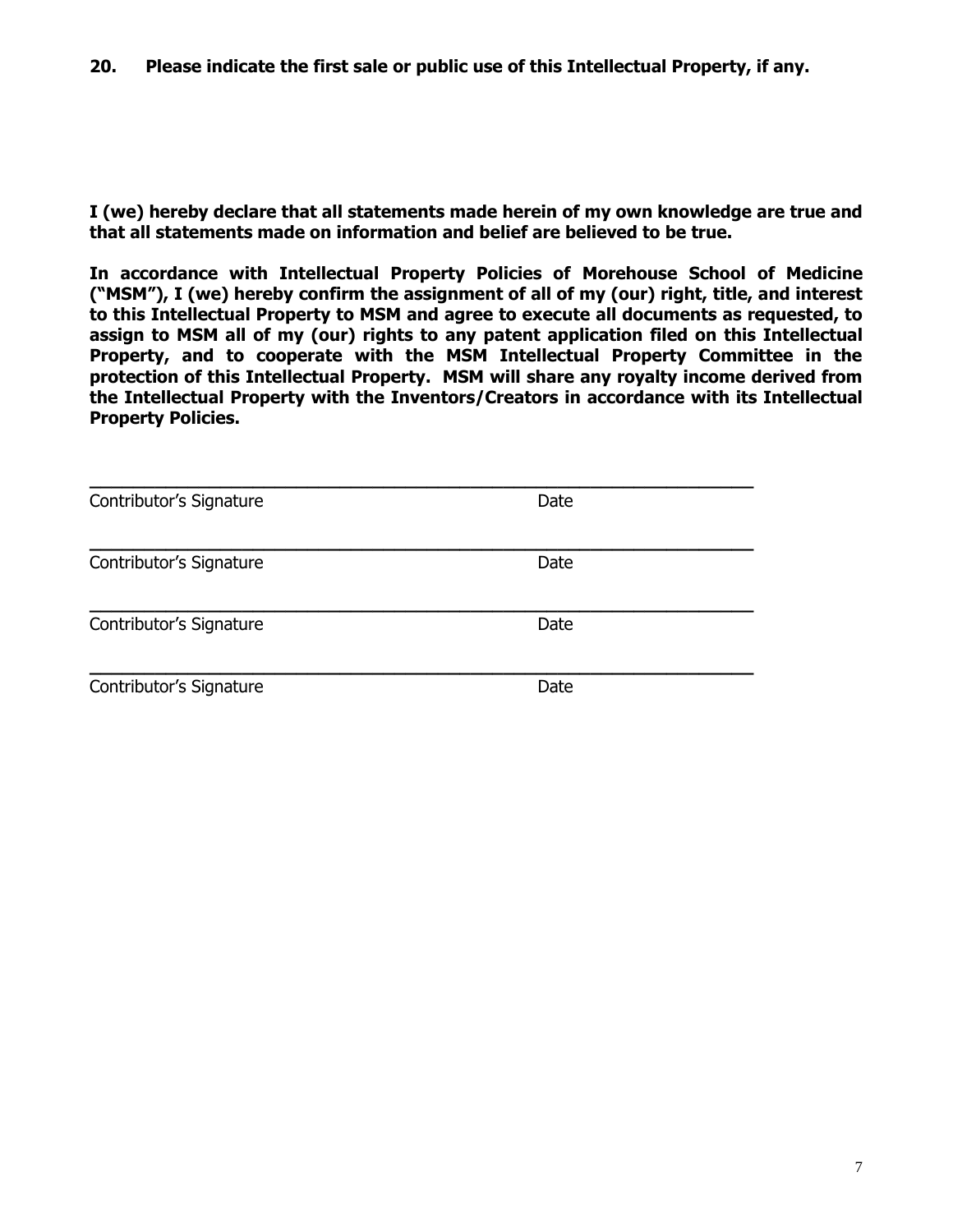**20. Please indicate the first sale or public use of this Intellectual Property, if any.**

**I (we) hereby declare that all statements made herein of my own knowledge are true and that all statements made on information and belief are believed to be true.**

**In accordance with Intellectual Property Policies of Morehouse School of Medicine ("MSM"), I (we) hereby confirm the assignment of all of my (our) right, title, and interest to this Intellectual Property to MSM and agree to execute all documents as requested, to assign to MSM all of my (our) rights to any patent application filed on this Intellectual Property, and to cooperate with the MSM Intellectual Property Committee in the protection of this Intellectual Property. MSM will share any royalty income derived from the Intellectual Property with the Inventors/Creators in accordance with its Intellectual Property Policies.**

\_\_\_\_\_\_\_\_\_\_\_\_\_\_\_\_\_\_\_\_\_\_\_\_\_\_\_\_\_\_\_\_\_\_\_\_\_\_\_\_\_\_\_\_\_\_\_\_\_\_\_\_\_\_\_\_\_\_\_\_

Contributor's Signature Date

\_\_\_\_\_\_\_\_\_\_\_\_\_\_\_\_\_\_\_\_\_\_\_\_\_\_\_\_\_\_\_\_\_\_\_\_\_\_\_\_\_\_\_\_\_\_\_\_\_\_\_\_\_\_\_\_\_\_\_\_

Contributor's Signature Date

\_\_\_\_\_\_\_\_\_\_\_\_\_\_\_\_\_\_\_\_\_\_\_\_\_\_\_\_\_\_\_\_\_\_\_\_\_\_\_\_\_\_\_\_\_\_\_\_\_\_\_\_\_\_\_\_\_\_\_\_

Contributor's Signature Date

\_\_\_\_\_\_\_\_\_\_\_\_\_\_\_\_\_\_\_\_\_\_\_\_\_\_\_\_\_\_\_\_\_\_\_\_\_\_\_\_\_\_\_\_\_\_\_\_\_\_\_\_\_\_\_\_\_\_\_\_

Contributor's Signature Date